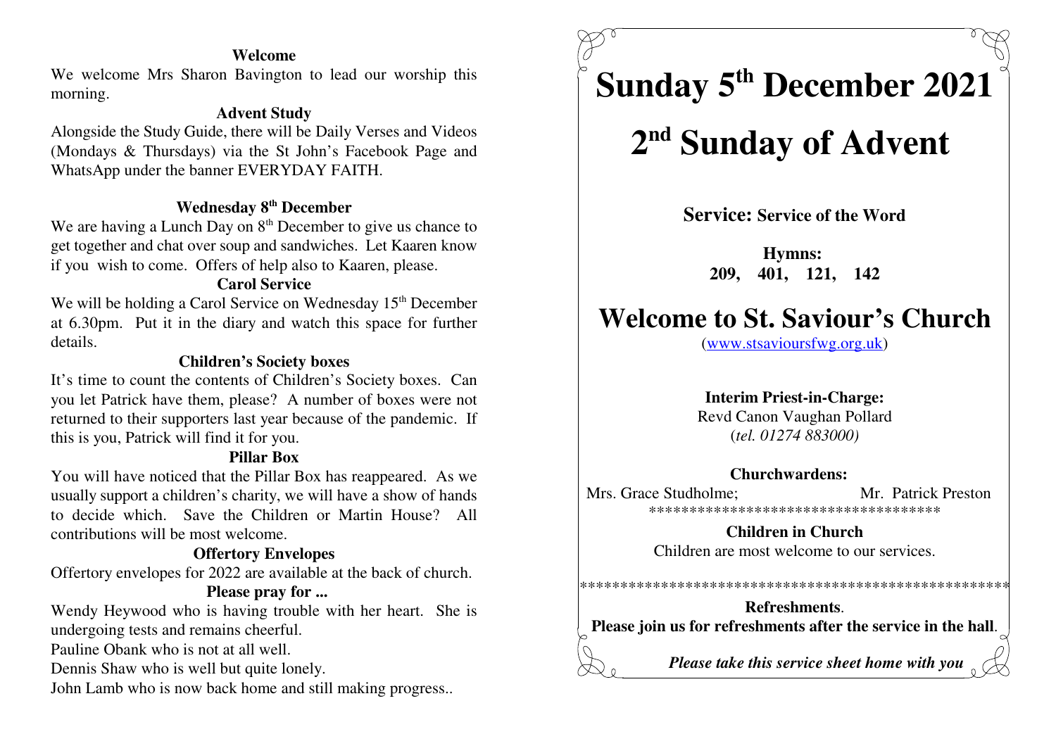**Welcome**

We welcome Mrs Sharon Bavington to lead our worship this morning.

**Advent Study**

Alongside the Study Guide, there will be Daily Verses and Videos (Mondays & Thursdays) via the St John's Facebook Page and WhatsApp under the banner EVERYDAY FAITH.

**Wednesday 8th December**

We are having a Lunch Day on 8th December to give us chance to get together and chat over soup and sandwiches. Let Kaaren know if you wish to come. Offers of help also to Kaaren, please.

**Carol Service**

We will be holding a Carol Service on Wednesday 15th December at 6.30pm. Put it in the diary and watch this space for further details.

**Children's Society boxes**

It's time to count the contents of Children's Society boxes. Can you let Patrick have them, please? A number of boxes were not returned to their supporters last year because of the pandemic. If this is you, Patrick will find it for you.

**Pillar Box**

You will have noticed that the Pillar Box has reappeared. As we usually support a children's charity, we will have a show of hands to decide which. Save the Children or Martin House? All contributions will be most welcome.

**Offertory Envelopes**

Offertory envelopes for 2022 are available at the back of church.

**Please pray for ...**

Wendy Heywood who is having trouble with her heart. She is undergoing tests and remains cheerful.

Pauline Obank who is not at all well.

Dennis Shaw who is well but quite lonely.

John Lamb who is now back home and still making progress..

# Sunday 5th December 2021

# 2nd Sunday of Advent

**Service: Service of the Word**

**Hymns:**
**209, 401, 121, 142**

# Welcome to St. Saviour's Church

(www.stsavioursfwg.org.uk)

**Interim Priest-in-Charge:**
Revd Canon Vaughan Pollard
(*tel. 01274 883000)*

**Churchwardens:**
Mrs. Grace Studholme; Mr. Patrick Preston

************************************

**Children in Church**
Children are most welcome to our services.

*****************************************************

**Refreshments**.
**Please join us for refreshments after the service in the hall**.

***Please take this service sheet home with you***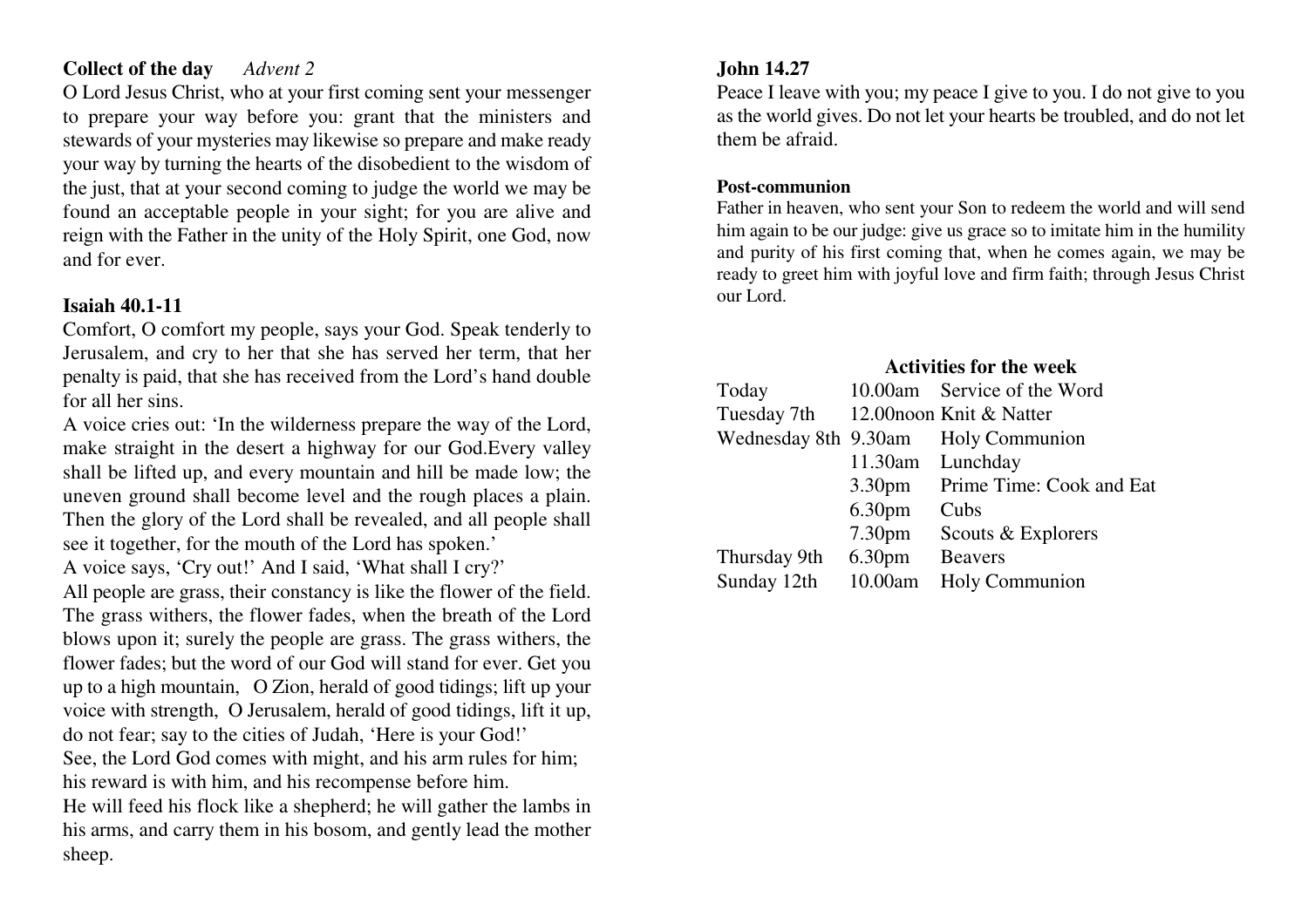**Collect of the day** *Advent 2*

O Lord Jesus Christ, who at your first coming sent your messenger to prepare your way before you: grant that the ministers and stewards of your mysteries may likewise so prepare and make ready your way by turning the hearts of the disobedient to the wisdom of the just, that at your second coming to judge the world we may be found an acceptable people in your sight; for you are alive and reign with the Father in the unity of the Holy Spirit, one God, now and for ever.

**Isaiah 40.1-11**

Comfort, O comfort my people, says your God. Speak tenderly to Jerusalem, and cry to her that she has served her term, that her penalty is paid, that she has received from the Lord's hand double for all her sins.

A voice cries out: 'In the wilderness prepare the way of the Lord, make straight in the desert a highway for our God.Every valley shall be lifted up, and every mountain and hill be made low; the uneven ground shall become level and the rough places a plain. Then the glory of the Lord shall be revealed, and all people shall see it together, for the mouth of the Lord has spoken.'

A voice says, 'Cry out!' And I said, 'What shall I cry?'

All people are grass, their constancy is like the flower of the field. The grass withers, the flower fades, when the breath of the Lord blows upon it; surely the people are grass. The grass withers, the flower fades; but the word of our God will stand for ever. Get you up to a high mountain, O Zion, herald of good tidings; lift up your voice with strength, O Jerusalem, herald of good tidings, lift it up, do not fear; say to the cities of Judah, 'Here is your God!'

See, the Lord God comes with might, and his arm rules for him; his reward is with him, and his recompense before him.

He will feed his flock like a shepherd; he will gather the lambs in his arms, and carry them in his bosom, and gently lead the mother sheep.

**John 14.27**

Peace I leave with you; my peace I give to you. I do not give to you as the world gives. Do not let your hearts be troubled, and do not let them be afraid.

**Post-communion**

Father in heaven, who sent your Son to redeem the world and will send him again to be our judge: give us grace so to imitate him in the humility and purity of his first coming that, when he comes again, we may be ready to greet him with joyful love and firm faith; through Jesus Christ our Lord.

**Activities for the week**

| | | |
|---|---|---|
| Today | 10.00am | Service of the Word |
| Tuesday 7th | 12.00noon | Knit & Natter |
| Wednesday 8th | 9.30am | Holy Communion |
| | 11.30am | Lunchday |
| | 3.30pm | Prime Time: Cook and Eat |
| | 6.30pm | Cubs |
| | 7.30pm | Scouts & Explorers |
| Thursday 9th | 6.30pm | Beavers |
| Sunday 12th | 10.00am | Holy Communion |